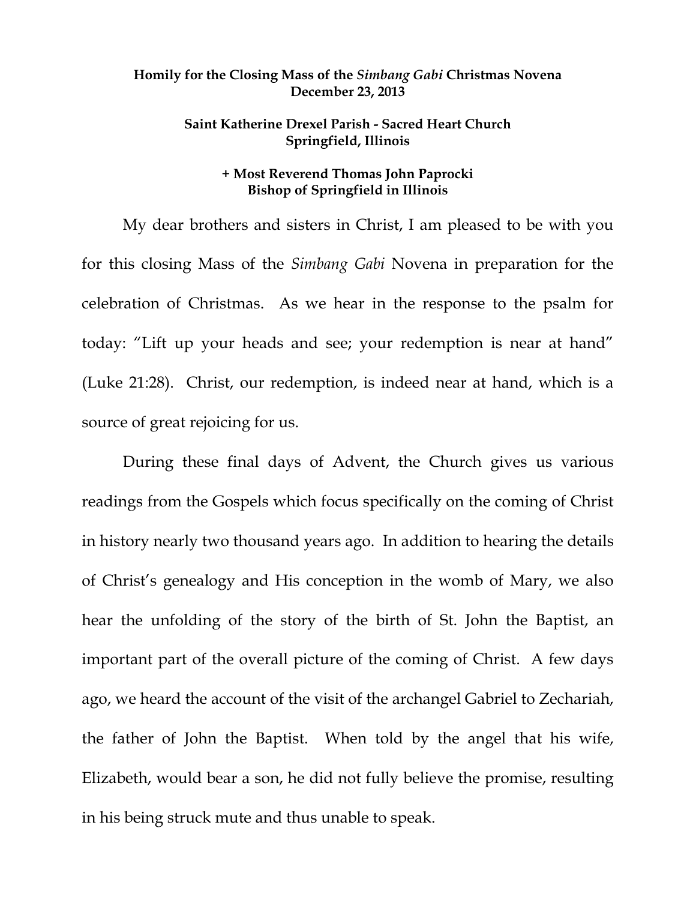**Homily for the Closing Mass of the *Simbang Gabi* Christmas Novena**
**December 23, 2013**

**Saint Katherine Drexel Parish - Sacred Heart Church**
**Springfield, Illinois**

**+ Most Reverend Thomas John Paprocki**
**Bishop of Springfield in Illinois**

My dear brothers and sisters in Christ, I am pleased to be with you for this closing Mass of the *Simbang Gabi* Novena in preparation for the celebration of Christmas. As we hear in the response to the psalm for today: "Lift up your heads and see; your redemption is near at hand" (Luke 21:28). Christ, our redemption, is indeed near at hand, which is a source of great rejoicing for us.

During these final days of Advent, the Church gives us various readings from the Gospels which focus specifically on the coming of Christ in history nearly two thousand years ago. In addition to hearing the details of Christ's genealogy and His conception in the womb of Mary, we also hear the unfolding of the story of the birth of St. John the Baptist, an important part of the overall picture of the coming of Christ. A few days ago, we heard the account of the visit of the archangel Gabriel to Zechariah, the father of John the Baptist. When told by the angel that his wife, Elizabeth, would bear a son, he did not fully believe the promise, resulting in his being struck mute and thus unable to speak.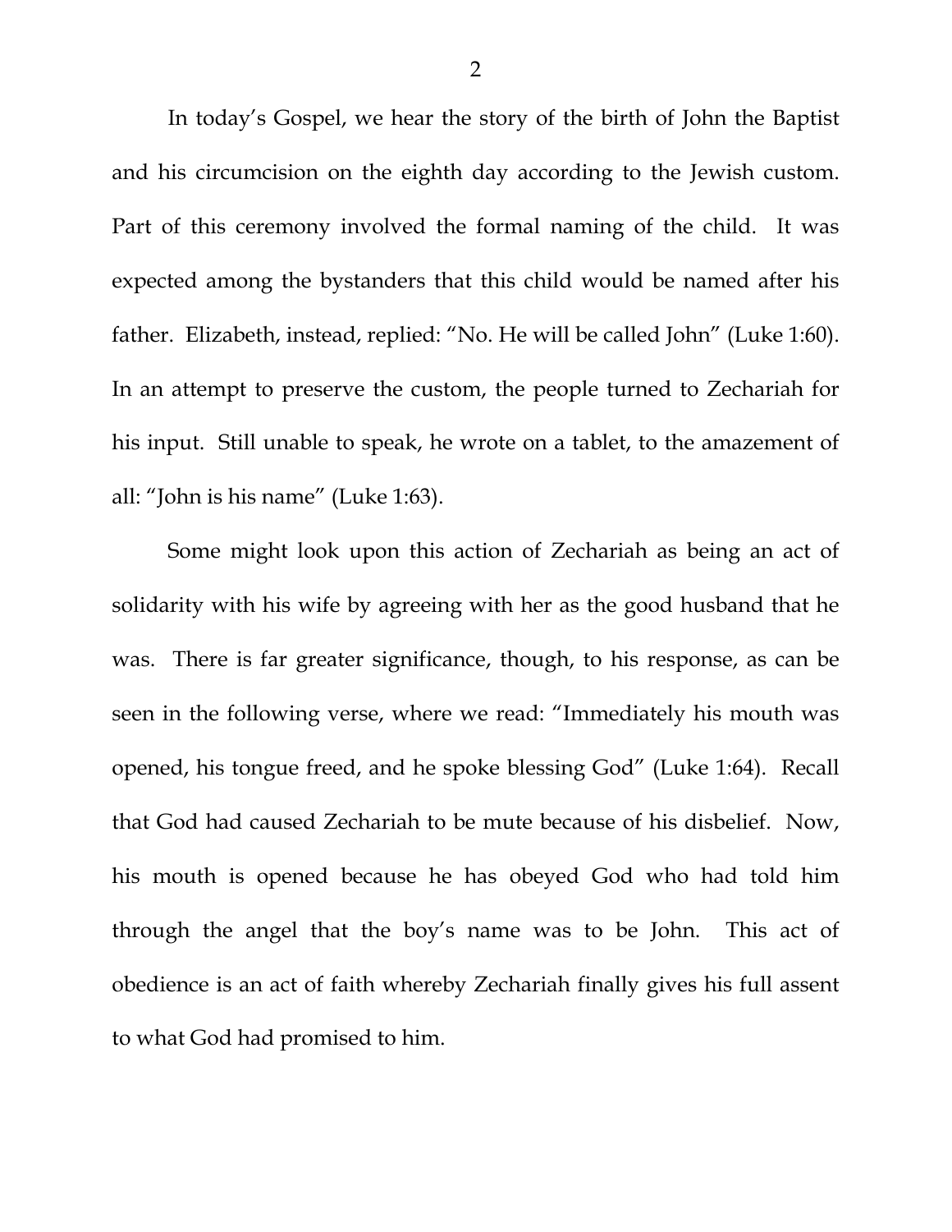In today's Gospel, we hear the story of the birth of John the Baptist and his circumcision on the eighth day according to the Jewish custom. Part of this ceremony involved the formal naming of the child. It was expected among the bystanders that this child would be named after his father. Elizabeth, instead, replied: "No. He will be called John" (Luke 1:60). In an attempt to preserve the custom, the people turned to Zechariah for his input. Still unable to speak, he wrote on a tablet, to the amazement of all: "John is his name" (Luke 1:63).

Some might look upon this action of Zechariah as being an act of solidarity with his wife by agreeing with her as the good husband that he was. There is far greater significance, though, to his response, as can be seen in the following verse, where we read: "Immediately his mouth was opened, his tongue freed, and he spoke blessing God" (Luke 1:64). Recall that God had caused Zechariah to be mute because of his disbelief. Now, his mouth is opened because he has obeyed God who had told him through the angel that the boy's name was to be John. This act of obedience is an act of faith whereby Zechariah finally gives his full assent to what God had promised to him.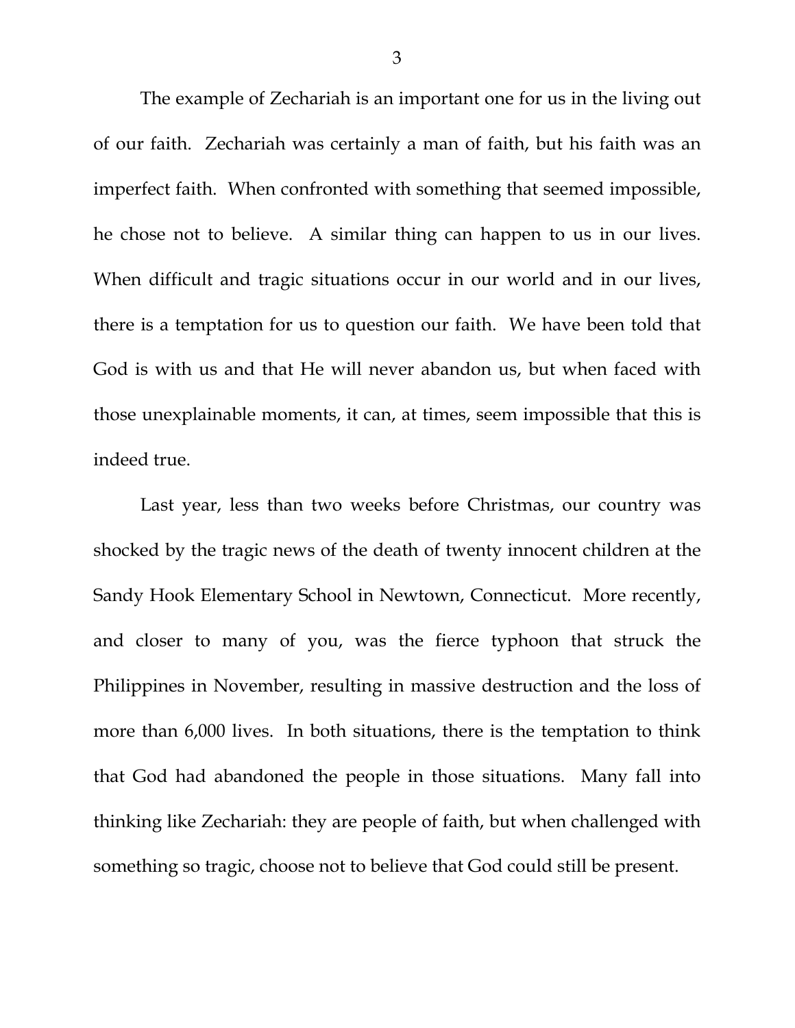The example of Zechariah is an important one for us in the living out of our faith. Zechariah was certainly a man of faith, but his faith was an imperfect faith. When confronted with something that seemed impossible, he chose not to believe. A similar thing can happen to us in our lives. When difficult and tragic situations occur in our world and in our lives, there is a temptation for us to question our faith. We have been told that God is with us and that He will never abandon us, but when faced with those unexplainable moments, it can, at times, seem impossible that this is indeed true.

Last year, less than two weeks before Christmas, our country was shocked by the tragic news of the death of twenty innocent children at the Sandy Hook Elementary School in Newtown, Connecticut. More recently, and closer to many of you, was the fierce typhoon that struck the Philippines in November, resulting in massive destruction and the loss of more than 6,000 lives. In both situations, there is the temptation to think that God had abandoned the people in those situations. Many fall into thinking like Zechariah: they are people of faith, but when challenged with something so tragic, choose not to believe that God could still be present.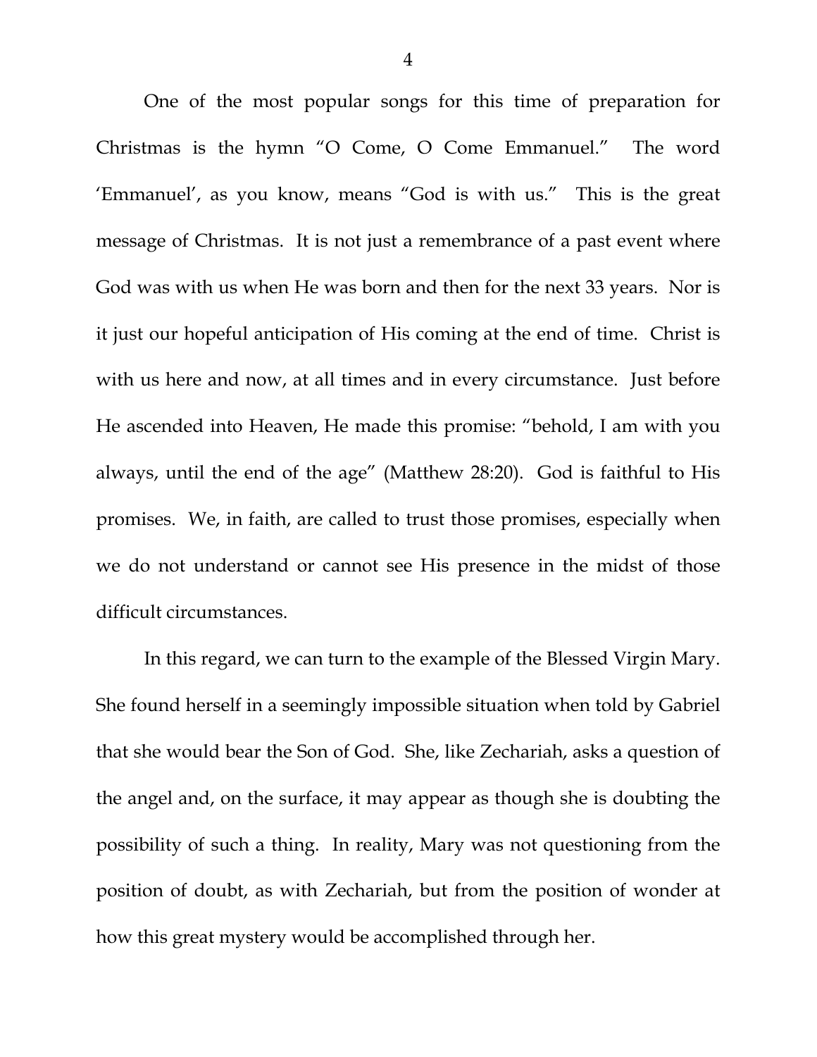One of the most popular songs for this time of preparation for Christmas is the hymn "O Come, O Come Emmanuel." The word 'Emmanuel', as you know, means "God is with us." This is the great message of Christmas. It is not just a remembrance of a past event where God was with us when He was born and then for the next 33 years. Nor is it just our hopeful anticipation of His coming at the end of time. Christ is with us here and now, at all times and in every circumstance. Just before He ascended into Heaven, He made this promise: "behold, I am with you always, until the end of the age" (Matthew 28:20). God is faithful to His promises. We, in faith, are called to trust those promises, especially when we do not understand or cannot see His presence in the midst of those difficult circumstances.

In this regard, we can turn to the example of the Blessed Virgin Mary. She found herself in a seemingly impossible situation when told by Gabriel that she would bear the Son of God. She, like Zechariah, asks a question of the angel and, on the surface, it may appear as though she is doubting the possibility of such a thing. In reality, Mary was not questioning from the position of doubt, as with Zechariah, but from the position of wonder at how this great mystery would be accomplished through her.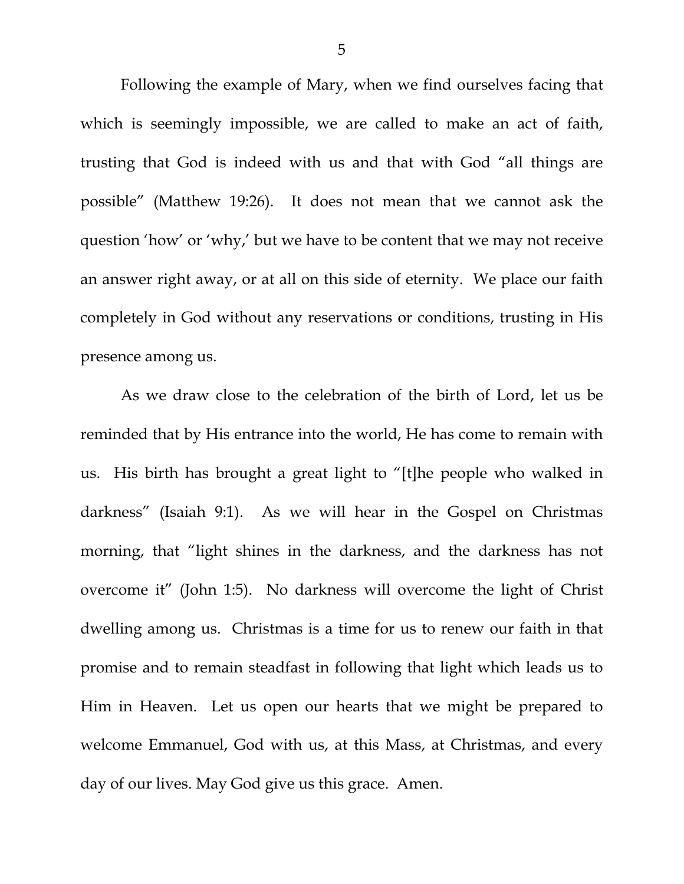Following the example of Mary, when we find ourselves facing that which is seemingly impossible, we are called to make an act of faith, trusting that God is indeed with us and that with God "all things are possible" (Matthew 19:26). It does not mean that we cannot ask the question 'how' or 'why,' but we have to be content that we may not receive an answer right away, or at all on this side of eternity. We place our faith completely in God without any reservations or conditions, trusting in His presence among us.

As we draw close to the celebration of the birth of Lord, let us be reminded that by His entrance into the world, He has come to remain with us. His birth has brought a great light to "[t]he people who walked in darkness" (Isaiah 9:1). As we will hear in the Gospel on Christmas morning, that "light shines in the darkness, and the darkness has not overcome it" (John 1:5). No darkness will overcome the light of Christ dwelling among us. Christmas is a time for us to renew our faith in that promise and to remain steadfast in following that light which leads us to Him in Heaven. Let us open our hearts that we might be prepared to welcome Emmanuel, God with us, at this Mass, at Christmas, and every day of our lives. May God give us this grace. Amen.